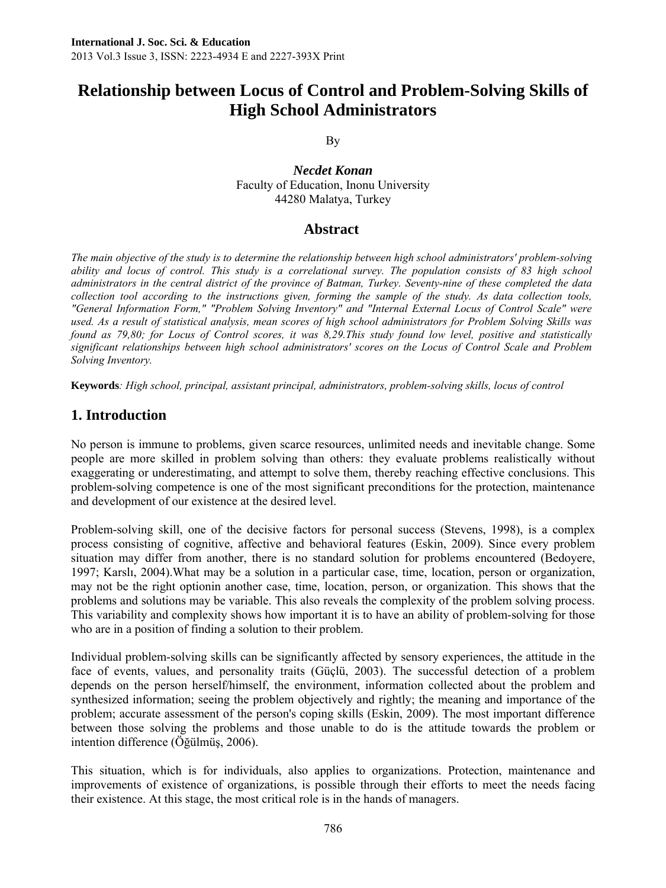International J. Soc. Sci. & Education
2013 Vol.3 Issue 3, ISSN: 2223-4934 E and 2227-393X Print

# Relationship between Locus of Control and Problem-Solving Skills of High School Administrators

By

***Necdet Konan***
Faculty of Education, Inonu University
44280 Malatya, Turkey

## Abstract

*The main objective of the study is to determine the relationship between high school administrators' problem-solving ability and locus of control. This study is a correlational survey. The population consists of 83 high school administrators in the central district of the province of Batman, Turkey. Seventy-nine of these completed the data collection tool according to the instructions given, forming the sample of the study. As data collection tools, "General Information Form," "Problem Solving Inventory" and "Internal External Locus of Control Scale" were used. As a result of statistical analysis, mean scores of high school administrators for Problem Solving Skills was found as 79,80; for Locus of Control scores, it was 8,29.This study found low level, positive and statistically significant relationships between high school administrators' scores on the Locus of Control Scale and Problem Solving Inventory.*

**Keywords***: High school, principal, assistant principal, administrators, problem-solving skills, locus of control*

## 1. Introduction

No person is immune to problems, given scarce resources, unlimited needs and inevitable change. Some people are more skilled in problem solving than others: they evaluate problems realistically without exaggerating or underestimating, and attempt to solve them, thereby reaching effective conclusions. This problem-solving competence is one of the most significant preconditions for the protection, maintenance and development of our existence at the desired level.

Problem-solving skill, one of the decisive factors for personal success (Stevens, 1998), is a complex process consisting of cognitive, affective and behavioral features (Eskin, 2009). Since every problem situation may differ from another, there is no standard solution for problems encountered (Bedoyere, 1997; Karslı, 2004).What may be a solution in a particular case, time, location, person or organization, may not be the right optionin another case, time, location, person, or organization. This shows that the problems and solutions may be variable. This also reveals the complexity of the problem solving process. This variability and complexity shows how important it is to have an ability of problem-solving for those who are in a position of finding a solution to their problem.

Individual problem-solving skills can be significantly affected by sensory experiences, the attitude in the face of events, values, and personality traits (Güçlü, 2003). The successful detection of a problem depends on the person herself/himself, the environment, information collected about the problem and synthesized information; seeing the problem objectively and rightly; the meaning and importance of the problem; accurate assessment of the person's coping skills (Eskin, 2009). The most important difference between those solving the problems and those unable to do is the attitude towards the problem or intention difference (Öğülmüş, 2006).

This situation, which is for individuals, also applies to organizations. Protection, maintenance and improvements of existence of organizations, is possible through their efforts to meet the needs facing their existence. At this stage, the most critical role is in the hands of managers.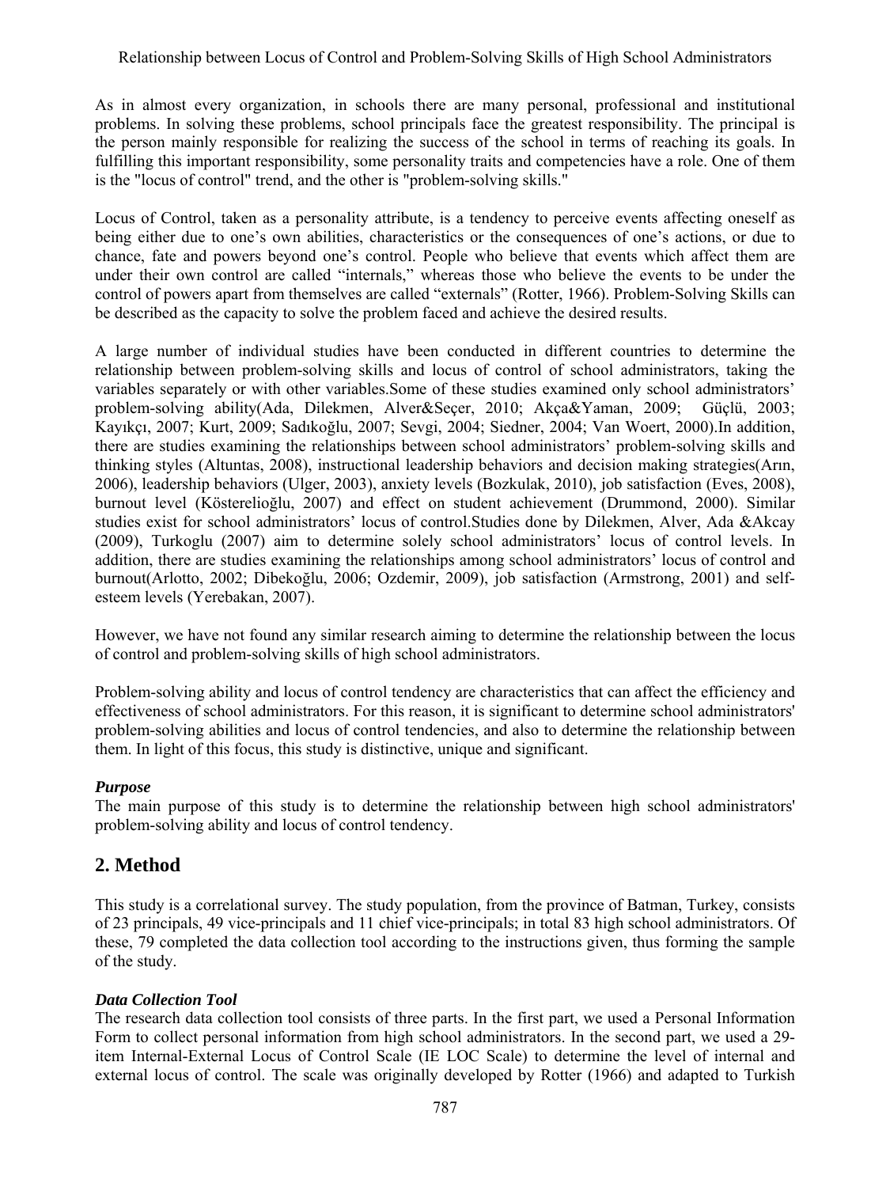As in almost every organization, in schools there are many personal, professional and institutional problems. In solving these problems, school principals face the greatest responsibility. The principal is the person mainly responsible for realizing the success of the school in terms of reaching its goals. In fulfilling this important responsibility, some personality traits and competencies have a role. One of them is the "locus of control" trend, and the other is "problem-solving skills."

Locus of Control, taken as a personality attribute, is a tendency to perceive events affecting oneself as being either due to one's own abilities, characteristics or the consequences of one's actions, or due to chance, fate and powers beyond one's control. People who believe that events which affect them are under their own control are called "internals," whereas those who believe the events to be under the control of powers apart from themselves are called "externals" (Rotter, 1966). Problem-Solving Skills can be described as the capacity to solve the problem faced and achieve the desired results.

A large number of individual studies have been conducted in different countries to determine the relationship between problem-solving skills and locus of control of school administrators, taking the variables separately or with other variables.Some of these studies examined only school administrators' problem-solving ability(Ada, Dilekmen, Alver&Seçer, 2010; Akça&Yaman, 2009; Güçlü, 2003; Kayıkçı, 2007; Kurt, 2009; Sadıkoğlu, 2007; Sevgi, 2004; Siedner, 2004; Van Woert, 2000).In addition, there are studies examining the relationships between school administrators' problem-solving skills and thinking styles (Altuntas, 2008), instructional leadership behaviors and decision making strategies(Arın, 2006), leadership behaviors (Ulger, 2003), anxiety levels (Bozkulak, 2010), job satisfaction (Eves, 2008), burnout level (Kösterelioğlu, 2007) and effect on student achievement (Drummond, 2000). Similar studies exist for school administrators' locus of control.Studies done by Dilekmen, Alver, Ada &Akcay (2009), Turkoglu (2007) aim to determine solely school administrators' locus of control levels. In addition, there are studies examining the relationships among school administrators' locus of control and burnout(Arlotto, 2002; Dibekoğlu, 2006; Ozdemir, 2009), job satisfaction (Armstrong, 2001) and self-esteem levels (Yerebakan, 2007).

However, we have not found any similar research aiming to determine the relationship between the locus of control and problem-solving skills of high school administrators.

Problem-solving ability and locus of control tendency are characteristics that can affect the efficiency and effectiveness of school administrators. For this reason, it is significant to determine school administrators' problem-solving abilities and locus of control tendencies, and also to determine the relationship between them. In light of this focus, this study is distinctive, unique and significant.

***Purpose***

The main purpose of this study is to determine the relationship between high school administrators' problem-solving ability and locus of control tendency.

## 2. Method

This study is a correlational survey. The study population, from the province of Batman, Turkey, consists of 23 principals, 49 vice-principals and 11 chief vice-principals; in total 83 high school administrators. Of these, 79 completed the data collection tool according to the instructions given, thus forming the sample of the study.

***Data Collection Tool***

The research data collection tool consists of three parts. In the first part, we used a Personal Information Form to collect personal information from high school administrators. In the second part, we used a 29-item Internal-External Locus of Control Scale (IE LOC Scale) to determine the level of internal and external locus of control. The scale was originally developed by Rotter (1966) and adapted to Turkish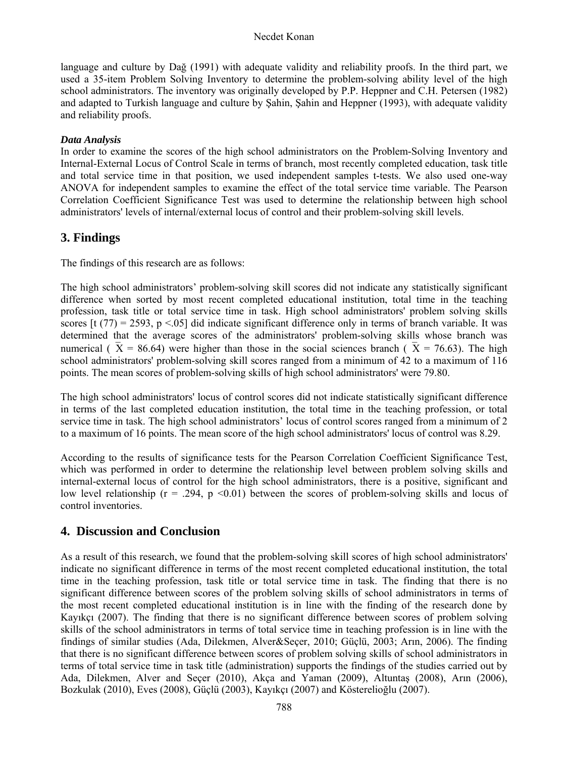language and culture by Dağ (1991) with adequate validity and reliability proofs. In the third part, we used a 35-item Problem Solving Inventory to determine the problem-solving ability level of the high school administrators. The inventory was originally developed by P.P. Heppner and C.H. Petersen (1982) and adapted to Turkish language and culture by Şahin, Şahin and Heppner (1993), with adequate validity and reliability proofs.

***Data Analysis***

In order to examine the scores of the high school administrators on the Problem-Solving Inventory and Internal-External Locus of Control Scale in terms of branch, most recently completed education, task title and total service time in that position, we used independent samples t-tests. We also used one-way ANOVA for independent samples to examine the effect of the total service time variable. The Pearson Correlation Coefficient Significance Test was used to determine the relationship between high school administrators' levels of internal/external locus of control and their problem-solving skill levels.

## 3. Findings

The findings of this research are as follows:

The high school administrators' problem-solving skill scores did not indicate any statistically significant difference when sorted by most recent completed educational institution, total time in the teaching profession, task title or total service time in task. High school administrators' problem solving skills scores [$t(77) = 2593$, $p < .05$] did indicate significant difference only in terms of branch variable. It was determined that the average scores of the administrators' problem-solving skills whose branch was numerical ( $\overline{X} = 86.64$) were higher than those in the social sciences branch ( $\overline{X} = 76.63$). The high school administrators' problem-solving skill scores ranged from a minimum of 42 to a maximum of 116 points. The mean scores of problem-solving skills of high school administrators' were 79.80.

The high school administrators' locus of control scores did not indicate statistically significant difference in terms of the last completed education institution, the total time in the teaching profession, or total service time in task. The high school administrators' locus of control scores ranged from a minimum of 2 to a maximum of 16 points. The mean score of the high school administrators' locus of control was 8.29.

According to the results of significance tests for the Pearson Correlation Coefficient Significance Test, which was performed in order to determine the relationship level between problem solving skills and internal-external locus of control for the high school administrators, there is a positive, significant and low level relationship ($r = .294$, $p < 0.01$) between the scores of problem-solving skills and locus of control inventories.

## 4. Discussion and Conclusion

As a result of this research, we found that the problem-solving skill scores of high school administrators' indicate no significant difference in terms of the most recent completed educational institution, the total time in the teaching profession, task title or total service time in task. The finding that there is no significant difference between scores of the problem solving skills of school administrators in terms of the most recent completed educational institution is in line with the finding of the research done by Kayıkçı (2007). The finding that there is no significant difference between scores of problem solving skills of the school administrators in terms of total service time in teaching profession is in line with the findings of similar studies (Ada, Dilekmen, Alver&Seçer, 2010; Güçlü, 2003; Arın, 2006). The finding that there is no significant difference between scores of problem solving skills of school administrators in terms of total service time in task title (administration) supports the findings of the studies carried out by Ada, Dilekmen, Alver and Seçer (2010), Akça and Yaman (2009), Altuntaş (2008), Arın (2006), Bozkulak (2010), Eves (2008), Güçlü (2003), Kayıkçı (2007) and Kösterelioğlu (2007).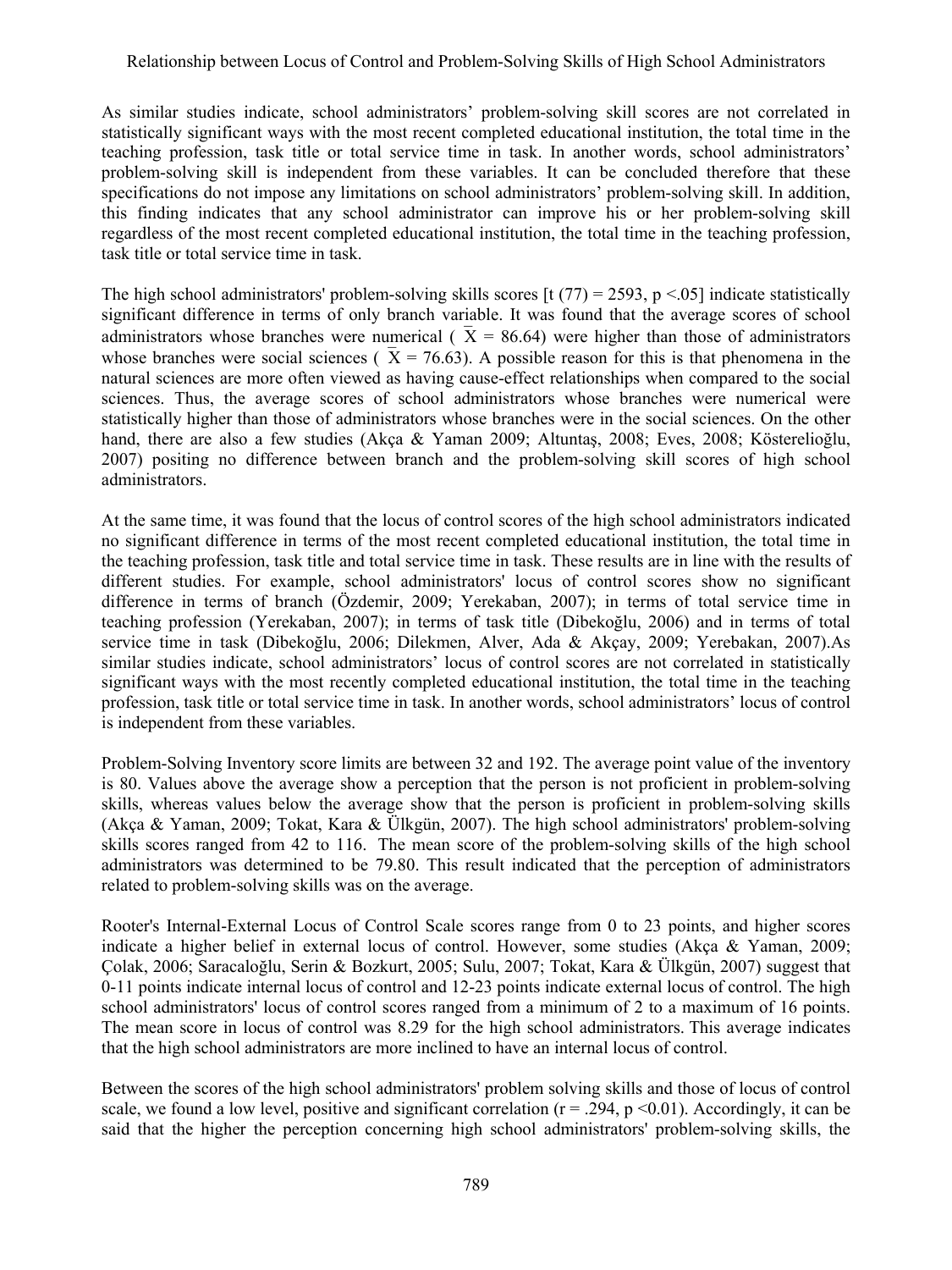As similar studies indicate, school administrators' problem-solving skill scores are not correlated in statistically significant ways with the most recent completed educational institution, the total time in the teaching profession, task title or total service time in task. In another words, school administrators' problem-solving skill is independent from these variables. It can be concluded therefore that these specifications do not impose any limitations on school administrators' problem-solving skill. In addition, this finding indicates that any school administrator can improve his or her problem-solving skill regardless of the most recent completed educational institution, the total time in the teaching profession, task title or total service time in task.

The high school administrators' problem-solving skills scores [$t(77) = 2593$, $p < .05$] indicate statistically significant difference in terms of only branch variable. It was found that the average scores of school administrators whose branches were numerical ( $\bar{X} = 86.64$) were higher than those of administrators whose branches were social sciences ( $\bar{X} = 76.63$). A possible reason for this is that phenomena in the natural sciences are more often viewed as having cause-effect relationships when compared to the social sciences. Thus, the average scores of school administrators whose branches were numerical were statistically higher than those of administrators whose branches were in the social sciences. On the other hand, there are also a few studies (Akça & Yaman 2009; Altuntaş, 2008; Eves, 2008; Kösterelioğlu, 2007) positing no difference between branch and the problem-solving skill scores of high school administrators.

At the same time, it was found that the locus of control scores of the high school administrators indicated no significant difference in terms of the most recent completed educational institution, the total time in the teaching profession, task title and total service time in task. These results are in line with the results of different studies. For example, school administrators' locus of control scores show no significant difference in terms of branch (Özdemir, 2009; Yerekaban, 2007); in terms of total service time in teaching profession (Yerekaban, 2007); in terms of task title (Dibekoğlu, 2006) and in terms of total service time in task (Dibekoğlu, 2006; Dilekmen, Alver, Ada & Akçay, 2009; Yerebakan, 2007).As similar studies indicate, school administrators' locus of control scores are not correlated in statistically significant ways with the most recently completed educational institution, the total time in the teaching profession, task title or total service time in task. In another words, school administrators' locus of control is independent from these variables.

Problem-Solving Inventory score limits are between 32 and 192. The average point value of the inventory is 80. Values above the average show a perception that the person is not proficient in problem-solving skills, whereas values below the average show that the person is proficient in problem-solving skills (Akça & Yaman, 2009; Tokat, Kara & Ülkgün, 2007). The high school administrators' problem-solving skills scores ranged from 42 to 116. The mean score of the problem-solving skills of the high school administrators was determined to be 79.80. This result indicated that the perception of administrators related to problem-solving skills was on the average.

Rooter's Internal-External Locus of Control Scale scores range from 0 to 23 points, and higher scores indicate a higher belief in external locus of control. However, some studies (Akça & Yaman, 2009; Çolak, 2006; Saracaloğlu, Serin & Bozkurt, 2005; Sulu, 2007; Tokat, Kara & Ülkgün, 2007) suggest that 0-11 points indicate internal locus of control and 12-23 points indicate external locus of control. The high school administrators' locus of control scores ranged from a minimum of 2 to a maximum of 16 points. The mean score in locus of control was 8.29 for the high school administrators. This average indicates that the high school administrators are more inclined to have an internal locus of control.

Between the scores of the high school administrators' problem solving skills and those of locus of control scale, we found a low level, positive and significant correlation ($r = .294$, $p < 0.01$). Accordingly, it can be said that the higher the perception concerning high school administrators' problem-solving skills, the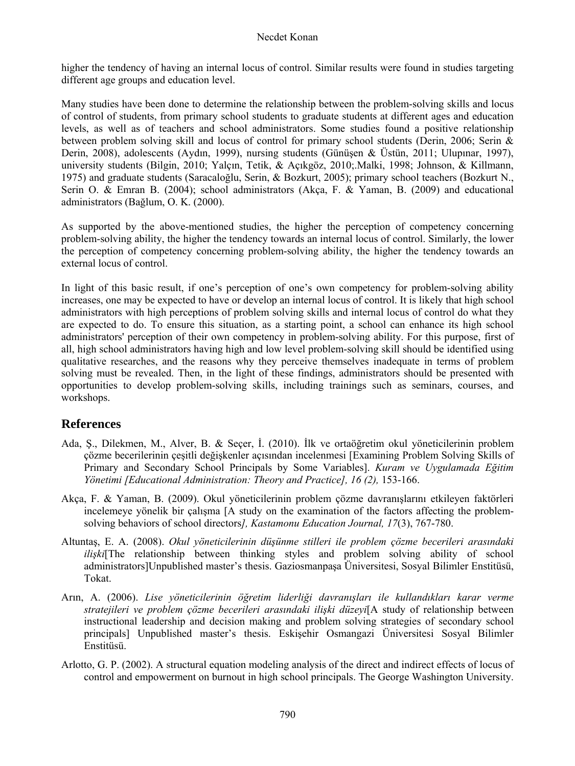higher the tendency of having an internal locus of control. Similar results were found in studies targeting different age groups and education level.

Many studies have been done to determine the relationship between the problem-solving skills and locus of control of students, from primary school students to graduate students at different ages and education levels, as well as of teachers and school administrators. Some studies found a positive relationship between problem solving skill and locus of control for primary school students (Derin, 2006; Serin & Derin, 2008), adolescents (Aydın, 1999), nursing students (Günüşen & Üstün, 2011; Ulupınar, 1997), university students (Bilgin, 2010; Yalçın, Tetik, & Açıkgöz, 2010;.Malki, 1998; Johnson, & Killmann, 1975) and graduate students (Saracaloğlu, Serin, & Bozkurt, 2005); primary school teachers (Bozkurt N., Serin O. & Emran B. (2004); school administrators (Akça, F. & Yaman, B. (2009) and educational administrators (Bağlum, O. K. (2000).

As supported by the above-mentioned studies, the higher the perception of competency concerning problem-solving ability, the higher the tendency towards an internal locus of control. Similarly, the lower the perception of competency concerning problem-solving ability, the higher the tendency towards an external locus of control.

In light of this basic result, if one's perception of one's own competency for problem-solving ability increases, one may be expected to have or develop an internal locus of control. It is likely that high school administrators with high perceptions of problem solving skills and internal locus of control do what they are expected to do. To ensure this situation, as a starting point, a school can enhance its high school administrators' perception of their own competency in problem-solving ability. For this purpose, first of all, high school administrators having high and low level problem-solving skill should be identified using qualitative researches, and the reasons why they perceive themselves inadequate in terms of problem solving must be revealed. Then, in the light of these findings, administrators should be presented with opportunities to develop problem-solving skills, including trainings such as seminars, courses, and workshops.

## References

Ada, Ş., Dilekmen, M., Alver, B. & Seçer, İ. (2010). İlk ve ortaöğretim okul yöneticilerinin problem çözme becerilerinin çeşitli değişkenler açısından incelenmesi [Examining Problem Solving Skills of Primary and Secondary School Principals by Some Variables]. *Kuram ve Uygulamada Eğitim Yönetimi [Educational Administration: Theory and Practice], 16 (2),* 153-166.

Akça, F. & Yaman, B. (2009). Okul yöneticilerinin problem çözme davranışlarını etkileyen faktörleri incelemeye yönelik bir çalışma [A study on the examination of the factors affecting the problem-solving behaviors of school directors*], Kastamonu Education Journal, 17*(3), 767-780.

Altuntaş, E. A. (2008). *Okul yöneticilerinin düşünme stilleri ile problem çözme becerileri arasındaki ilişki*[The relationship between thinking styles and problem solving ability of school administrators]Unpublished master's thesis. Gaziosmanpaşa Üniversitesi, Sosyal Bilimler Enstitüsü, Tokat.

Arın, A. (2006). *Lise yöneticilerinin öğretim liderliği davranışları ile kullandıkları karar verme stratejileri ve problem çözme becerileri arasındaki ilişki düzeyi*[A study of relationship between instructional leadership and decision making and problem solving strategies of secondary school principals] Unpublished master's thesis. Eskişehir Osmangazi Üniversitesi Sosyal Bilimler Enstitüsü.

Arlotto, G. P. (2002). A structural equation modeling analysis of the direct and indirect effects of locus of control and empowerment on burnout in high school principals. The George Washington University.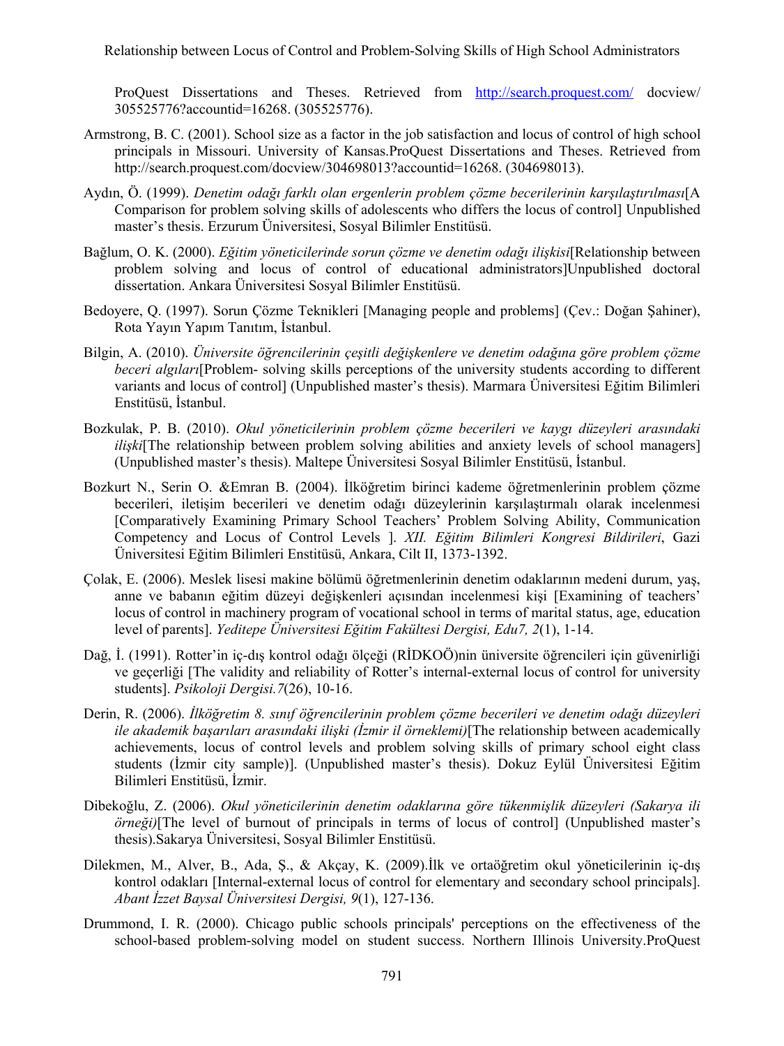ProQuest Dissertations and Theses. Retrieved from http://search.proquest.com/ docview/ 305525776?accountid=16268. (305525776).

Armstrong, B. C. (2001). School size as a factor in the job satisfaction and locus of control of high school principals in Missouri. University of Kansas.ProQuest Dissertations and Theses. Retrieved from http://search.proquest.com/docview/304698013?accountid=16268. (304698013).

Aydın, Ö. (1999). *Denetim odağı farklı olan ergenlerin problem çözme becerilerinin karşılaştırılması*[A Comparison for problem solving skills of adolescents who differs the locus of control] Unpublished master's thesis. Erzurum Üniversitesi, Sosyal Bilimler Enstitüsü.

Bağlum, O. K. (2000). *Eğitim yöneticilerinde sorun çözme ve denetim odağı ilişkisi*[Relationship between problem solving and locus of control of educational administrators]Unpublished doctoral dissertation. Ankara Üniversitesi Sosyal Bilimler Enstitüsü.

Bedoyere, Q. (1997). Sorun Çözme Teknikleri [Managing people and problems] (Çev.: Doğan Şahiner), Rota Yayın Yapım Tanıtım, İstanbul.

Bilgin, A. (2010). *Üniversite öğrencilerinin çeşitli değişkenlere ve denetim odağına göre problem çözme beceri algıları*[Problem- solving skills perceptions of the university students according to different variants and locus of control] (Unpublished master's thesis). Marmara Üniversitesi Eğitim Bilimleri Enstitüsü, İstanbul.

Bozkulak, P. B. (2010). *Okul yöneticilerinin problem çözme becerileri ve kaygı düzeyleri arasındaki ilişki*[The relationship between problem solving abilities and anxiety levels of school managers] (Unpublished master's thesis). Maltepe Üniversitesi Sosyal Bilimler Enstitüsü, İstanbul.

Bozkurt N., Serin O. &Emran B. (2004). İlköğretim birinci kademe öğretmenlerinin problem çözme becerileri, iletişim becerileri ve denetim odağı düzeylerinin karşılaştırmalı olarak incelenmesi [Comparatively Examining Primary School Teachers' Problem Solving Ability, Communication Competency and Locus of Control Levels ]. *XII. Eğitim Bilimleri Kongresi Bildirileri*, Gazi Üniversitesi Eğitim Bilimleri Enstitüsü, Ankara, Cilt II, 1373-1392.

Çolak, E. (2006). Meslek lisesi makine bölümü öğretmenlerinin denetim odaklarının medeni durum, yaş, anne ve babanın eğitim düzeyi değişkenleri açısından incelenmesi kişi [Examining of teachers' locus of control in machinery program of vocational school in terms of marital status, age, education level of parents]. *Yeditepe Üniversitesi Eğitim Fakültesi Dergisi, Edu7, 2*(1), 1-14.

Dağ, İ. (1991). Rotter'in iç-dış kontrol odağı ölçeği (RİDKOÖ)nin üniversite öğrencileri için güvenirliği ve geçerliği [The validity and reliability of Rotter's internal-external locus of control for university students]. *Psikoloji Dergisi.7*(26), 10-16.

Derin, R. (2006). *İlköğretim 8. sınıf öğrencilerinin problem çözme becerileri ve denetim odağı düzeyleri ile akademik başarıları arasındaki ilişki (İzmir il örneklemi)*[The relationship between academically achievements, locus of control levels and problem solving skills of primary school eight class students (İzmir city sample)]. (Unpublished master's thesis). Dokuz Eylül Üniversitesi Eğitim Bilimleri Enstitüsü, İzmir.

Dibekoğlu, Z. (2006). *Okul yöneticilerinin denetim odaklarına göre tükenmişlik düzeyleri (Sakarya ili örneği)*[The level of burnout of principals in terms of locus of control] (Unpublished master's thesis).Sakarya Üniversitesi, Sosyal Bilimler Enstitüsü.

Dilekmen, M., Alver, B., Ada, Ş., & Akçay, K. (2009).İlk ve ortaöğretim okul yöneticilerinin iç-dış kontrol odakları [Internal-external locus of control for elementary and secondary school principals]. *Abant İzzet Baysal Üniversitesi Dergisi, 9*(1), 127-136.

Drummond, I. R. (2000). Chicago public schools principals' perceptions on the effectiveness of the school-based problem-solving model on student success. Northern Illinois University.ProQuest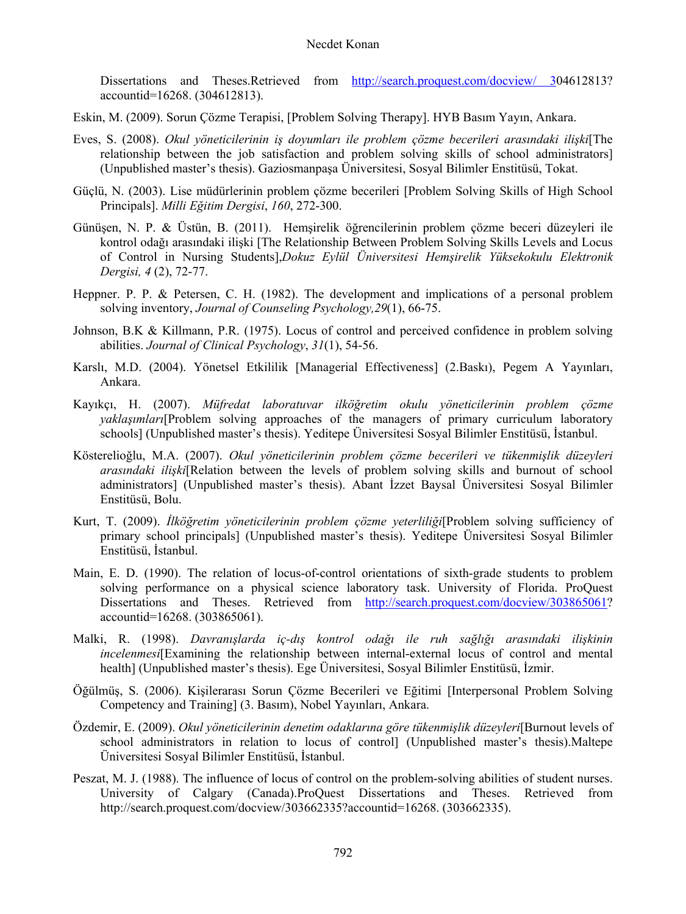Dissertations and Theses.Retrieved from http://search.proquest.com/docview/ 304612813?accountid=16268. (304612813).

Eskin, M. (2009). Sorun Çözme Terapisi, [Problem Solving Therapy]. HYB Basım Yayın, Ankara.

Eves, S. (2008). *Okul yöneticilerinin iş doyumları ile problem çözme becerileri arasındaki ilişki*[The relationship between the job satisfaction and problem solving skills of school administrators] (Unpublished master's thesis). Gaziosmanpaşa Üniversitesi, Sosyal Bilimler Enstitüsü, Tokat.

Güçlü, N. (2003). Lise müdürlerinin problem çözme becerileri [Problem Solving Skills of High School Principals]. *Milli Eğitim Dergisi*, *160*, 272-300.

Günüşen, N. P. & Üstün, B. (2011). Hemşirelik öğrencilerinin problem çözme beceri düzeyleri ile kontrol odağı arasındaki ilişki [The Relationship Between Problem Solving Skills Levels and Locus of Control in Nursing Students],*Dokuz Eylül Üniversitesi Hemşirelik Yüksekokulu Elektronik Dergisi, 4* (2), 72-77.

Heppner. P. P. & Petersen, C. H. (1982). The development and implications of a personal problem solving inventory, *Journal of Counseling Psychology,29*(1), 66-75.

Johnson, B.K & Killmann, P.R. (1975). Locus of control and perceived confidence in problem solving abilities. *Journal of Clinical Psychology*, *31*(1), 54-56.

Karslı, M.D. (2004). Yönetsel Etkililik [Managerial Effectiveness] (2.Baskı), Pegem A Yayınları, Ankara.

Kayıkçı, H. (2007). *Müfredat laboratuvar ilköğretim okulu yöneticilerinin problem çözme yaklaşımları*[Problem solving approaches of the managers of primary curriculum laboratory schools] (Unpublished master's thesis). Yeditepe Üniversitesi Sosyal Bilimler Enstitüsü, İstanbul.

Kösterelioğlu, M.A. (2007). *Okul yöneticilerinin problem çözme becerileri ve tükenmişlik düzeyleri arasındaki ilişki*[Relation between the levels of problem solving skills and burnout of school administrators] (Unpublished master's thesis). Abant İzzet Baysal Üniversitesi Sosyal Bilimler Enstitüsü, Bolu.

Kurt, T. (2009). *İlköğretim yöneticilerinin problem çözme yeterliliği*[Problem solving sufficiency of primary school principals] (Unpublished master's thesis). Yeditepe Üniversitesi Sosyal Bilimler Enstitüsü, İstanbul.

Main, E. D. (1990). The relation of locus-of-control orientations of sixth-grade students to problem solving performance on a physical science laboratory task. University of Florida. ProQuest Dissertations and Theses. Retrieved from http://search.proquest.com/docview/303865061?accountid=16268. (303865061).

Malki, R. (1998). *Davranışlarda iç-dış kontrol odağı ile ruh sağlığı arasındaki ilişkinin incelenmesi*[Examining the relationship between internal-external locus of control and mental health] (Unpublished master's thesis). Ege Üniversitesi, Sosyal Bilimler Enstitüsü, İzmir.

Öğülmüş, S. (2006). Kişilerarası Sorun Çözme Becerileri ve Eğitimi [Interpersonal Problem Solving Competency and Training] (3. Basım), Nobel Yayınları, Ankara.

Özdemir, E. (2009). *Okul yöneticilerinin denetim odaklarına göre tükenmişlik düzeyleri*[Burnout levels of school administrators in relation to locus of control] (Unpublished master's thesis).Maltepe Üniversitesi Sosyal Bilimler Enstitüsü, İstanbul.

Peszat, M. J. (1988). The influence of locus of control on the problem-solving abilities of student nurses. University of Calgary (Canada).ProQuest Dissertations and Theses. Retrieved from http://search.proquest.com/docview/303662335?accountid=16268. (303662335).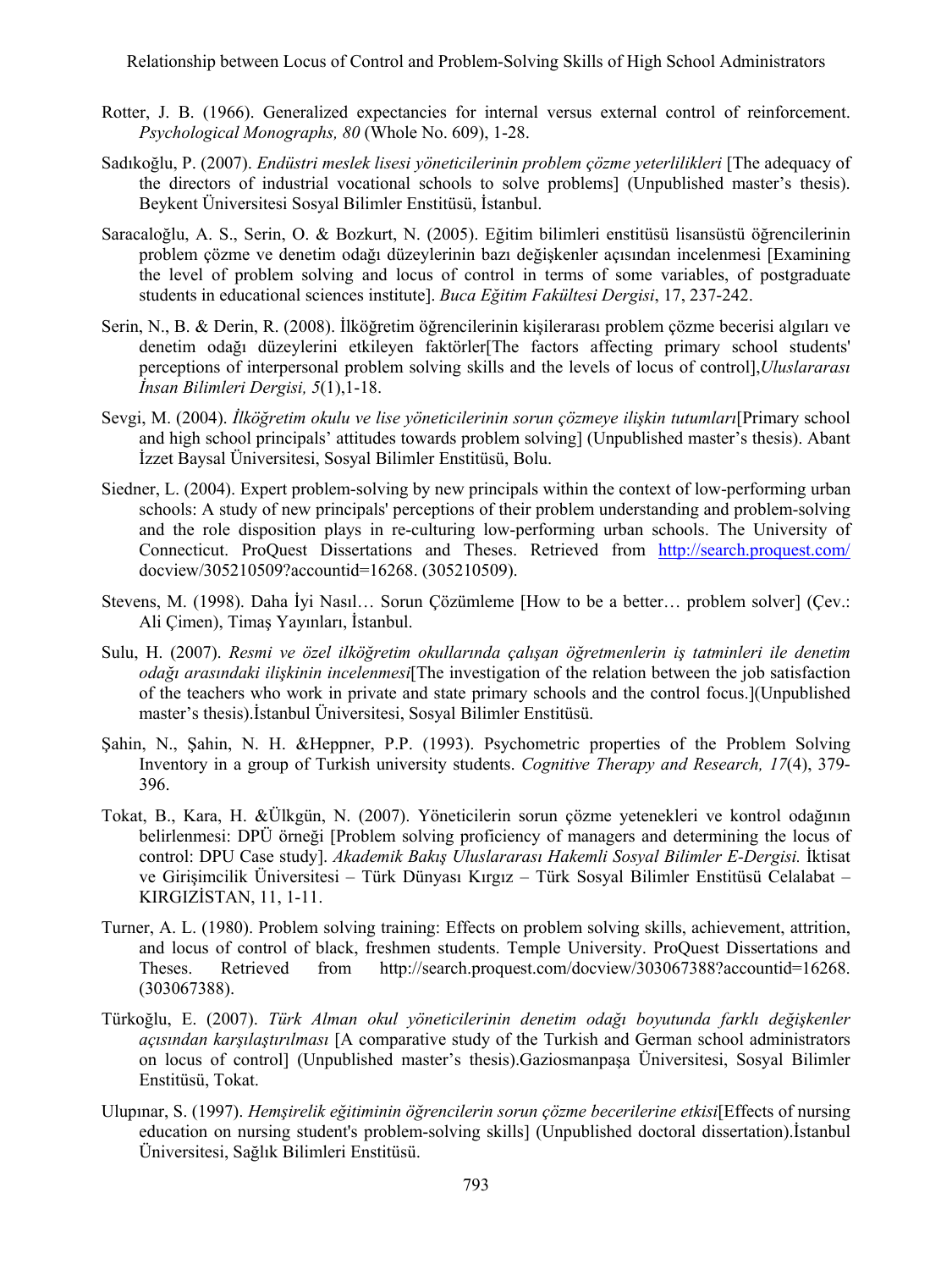Rotter, J. B. (1966). Generalized expectancies for internal versus external control of reinforcement. *Psychological Monographs, 80* (Whole No. 609), 1-28.

Sadıkoğlu, P. (2007). *Endüstri meslek lisesi yöneticilerinin problem çözme yeterlilikleri* [The adequacy of the directors of industrial vocational schools to solve problems] (Unpublished master's thesis). Beykent Üniversitesi Sosyal Bilimler Enstitüsü, İstanbul.

Saracaloğlu, A. S., Serin, O. & Bozkurt, N. (2005). Eğitim bilimleri enstitüsü lisansüstü öğrencilerinin problem çözme ve denetim odağı düzeylerinin bazı değişkenler açısından incelenmesi [Examining the level of problem solving and locus of control in terms of some variables, of postgraduate students in educational sciences institute]. *Buca Eğitim Fakültesi Dergisi*, 17, 237-242.

Serin, N., B. & Derin, R. (2008). İlköğretim öğrencilerinin kişilerarası problem çözme becerisi algıları ve denetim odağı düzeylerini etkileyen faktörler[The factors affecting primary school students' perceptions of interpersonal problem solving skills and the levels of locus of control],*Uluslararası İnsan Bilimleri Dergisi, 5*(1),1-18.

Sevgi, M. (2004). *İlköğretim okulu ve lise yöneticilerinin sorun çözmeye ilişkin tutumları*[Primary school and high school principals' attitudes towards problem solving] (Unpublished master's thesis). Abant İzzet Baysal Üniversitesi, Sosyal Bilimler Enstitüsü, Bolu.

Siedner, L. (2004). Expert problem-solving by new principals within the context of low-performing urban schools: A study of new principals' perceptions of their problem understanding and problem-solving and the role disposition plays in re-culturing low-performing urban schools. The University of Connecticut. ProQuest Dissertations and Theses. Retrieved from http://search.proquest.com/docview/305210509?accountid=16268. (305210509).

Stevens, M. (1998). Daha İyi Nasıl… Sorun Çözümleme [How to be a better… problem solver] (Çev.: Ali Çimen), Timaş Yayınları, İstanbul.

Sulu, H. (2007). *Resmi ve özel ilköğretim okullarında çalışan öğretmenlerin iş tatminleri ile denetim odağı arasındaki ilişkinin incelenmesi*[The investigation of the relation between the job satisfaction of the teachers who work in private and state primary schools and the control focus.](Unpublished master's thesis).İstanbul Üniversitesi, Sosyal Bilimler Enstitüsü.

Şahin, N., Şahin, N. H. &Heppner, P.P. (1993). Psychometric properties of the Problem Solving Inventory in a group of Turkish university students. *Cognitive Therapy and Research, 17*(4), 379-396.

Tokat, B., Kara, H. &Ülkgün, N. (2007). Yöneticilerin sorun çözme yetenekleri ve kontrol odağının belirlenmesi: DPÜ örneği [Problem solving proficiency of managers and determining the locus of control: DPU Case study]. *Akademik Bakış Uluslararası Hakemli Sosyal Bilimler E-Dergisi.* İktisat ve Girişimcilik Üniversitesi – Türk Dünyası Kırgız – Türk Sosyal Bilimler Enstitüsü Celalabat – KIRGIZİSTAN, 11, 1-11.

Turner, A. L. (1980). Problem solving training: Effects on problem solving skills, achievement, attrition, and locus of control of black, freshmen students. Temple University. ProQuest Dissertations and Theses. Retrieved from http://search.proquest.com/docview/303067388?accountid=16268. (303067388).

Türkoğlu, E. (2007). *Türk Alman okul yöneticilerinin denetim odağı boyutunda farklı değişkenler açısından karşılaştırılması* [A comparative study of the Turkish and German school administrators on locus of control] (Unpublished master's thesis).Gaziosmanpaşa Üniversitesi, Sosyal Bilimler Enstitüsü, Tokat.

Ulupınar, S. (1997). *Hemşirelik eğitiminin öğrencilerin sorun çözme becerilerine etkisi*[Effects of nursing education on nursing student's problem-solving skills] (Unpublished doctoral dissertation).İstanbul Üniversitesi, Sağlık Bilimleri Enstitüsü.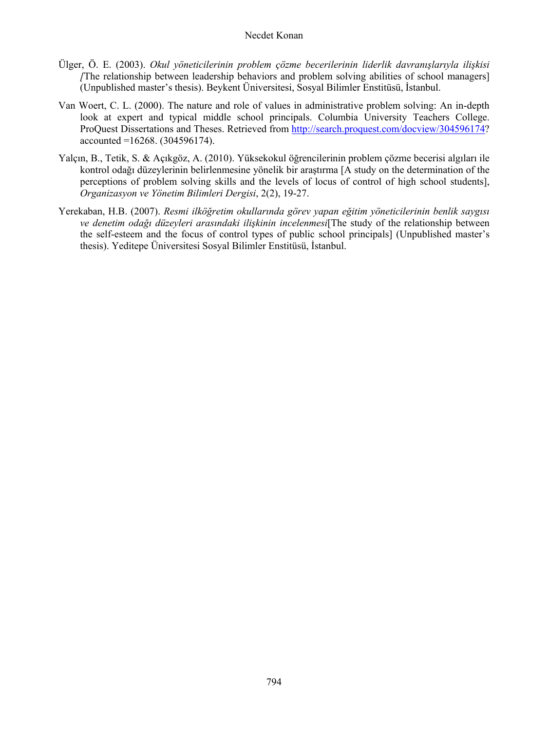Ülger, Ö. E. (2003). *Okul yöneticilerinin problem çözme becerilerinin liderlik davranışlarıyla ilişkisi [*The relationship between leadership behaviors and problem solving abilities of school managers] (Unpublished master's thesis). Beykent Üniversitesi, Sosyal Bilimler Enstitüsü, İstanbul.

Van Woert, C. L. (2000). The nature and role of values in administrative problem solving: An in-depth look at expert and typical middle school principals. Columbia University Teachers College. ProQuest Dissertations and Theses. Retrieved from http://search.proquest.com/docview/304596174? accounted =16268. (304596174).

Yalçın, B., Tetik, S. & Açıkgöz, A. (2010). Yüksekokul öğrencilerinin problem çözme becerisi algıları ile kontrol odağı düzeylerinin belirlenmesine yönelik bir araştırma [A study on the determination of the perceptions of problem solving skills and the levels of locus of control of high school students], *Organizasyon ve Yönetim Bilimleri Dergisi*, 2(2), 19-27.

Yerekaban, H.B. (2007). *Resmi ilköğretim okullarında görev yapan eğitim yöneticilerinin benlik saygısı ve denetim odağı düzeyleri arasındaki ilişkinin incelenmesi*[The study of the relationship between the self-esteem and the focus of control types of public school principals] (Unpublished master's thesis). Yeditepe Üniversitesi Sosyal Bilimler Enstitüsü, İstanbul.